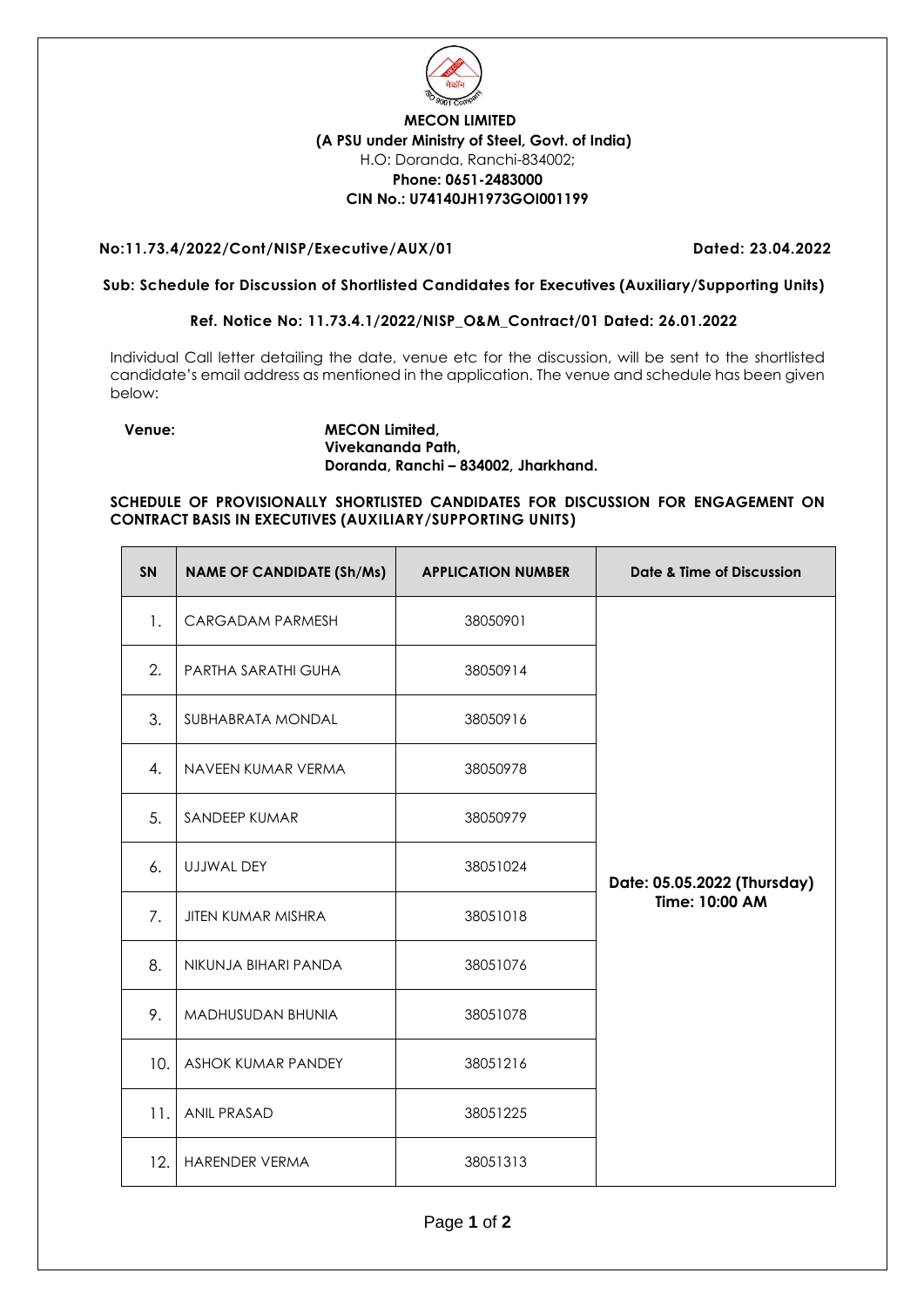**MECON LIMITED**
**(A PSU under Ministry of Steel, Govt. of India)**
H.O: Doranda, Ranchi-834002;
**Phone: 0651-2483000**
**CIN No.: U74140JH1973GOI001199**

**No:11.73.4/2022/Cont/NISP/Executive/AUX/01** **Dated: 23.04.2022**

**Sub: Schedule for Discussion of Shortlisted Candidates for Executives (Auxiliary/Supporting Units)**

**Ref. Notice No: 11.73.4.1/2022/NISP_O&M_Contract/01 Dated: 26.01.2022**

Individual Call letter detailing the date, venue etc for the discussion, will be sent to the shortlisted candidate's email address as mentioned in the application. The venue and schedule has been given below:

**Venue:** **MECON Limited,**
**Vivekananda Path,**
**Doranda, Ranchi – 834002, Jharkhand.**

**SCHEDULE OF PROVISIONALLY SHORTLISTED CANDIDATES FOR DISCUSSION FOR ENGAGEMENT ON CONTRACT BASIS IN EXECUTIVES (AUXILIARY/SUPPORTING UNITS)**

| SN | NAME OF CANDIDATE (Sh/Ms) | APPLICATION NUMBER | Date & Time of Discussion |
|---|---|---|---|
| 1. | CARGADAM PARMESH | 38050901 | **Date: 05.05.2022 (Thursday) Time: 10:00 AM** |
| 2. | PARTHA SARATHI GUHA | 38050914 | |
| 3. | SUBHABRATA MONDAL | 38050916 | |
| 4. | NAVEEN KUMAR VERMA | 38050978 | |
| 5. | SANDEEP KUMAR | 38050979 | |
| 6. | UJJWAL DEY | 38051024 | |
| 7. | JITEN KUMAR MISHRA | 38051018 | |
| 8. | NIKUNJA BIHARI PANDA | 38051076 | |
| 9. | MADHUSUDAN BHUNIA | 38051078 | |
| 10. | ASHOK KUMAR PANDEY | 38051216 | |
| 11. | ANIL PRASAD | 38051225 | |
| 12. | HARENDER VERMA | 38051313 | |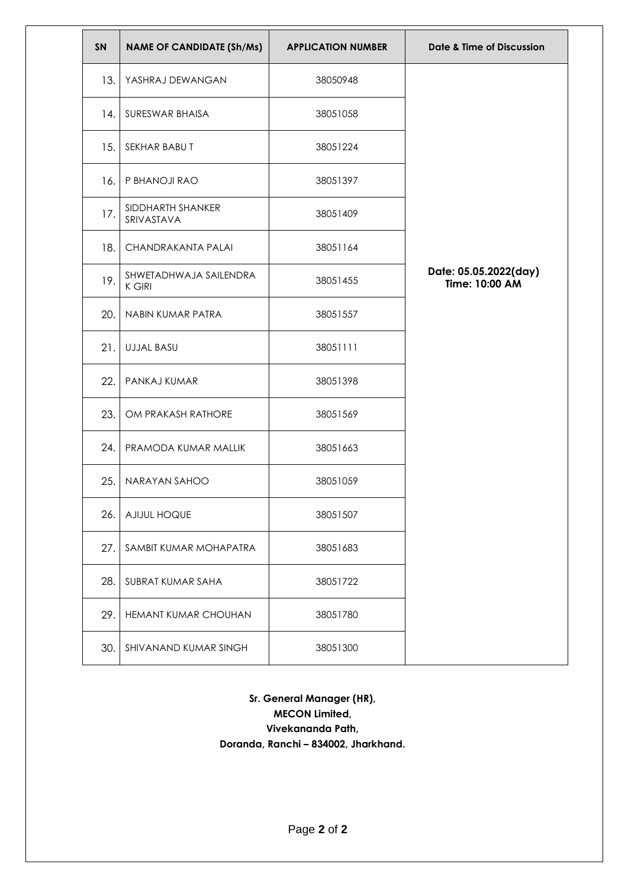| SN | NAME OF CANDIDATE (Sh/Ms) | APPLICATION NUMBER | Date & Time of Discussion |
|---|---|---|---|
| 13. | YASHRAJ DEWANGAN | 38050948 | **Date: 05.05.2022(day) Time: 10:00 AM** |
| 14. | SURESWAR BHAISA | 38051058 | |
| 15. | SEKHAR BABU T | 38051224 | |
| 16. | P BHANOJI RAO | 38051397 | |
| 17. | SIDDHARTH SHANKER SRIVASTAVA | 38051409 | |
| 18. | CHANDRAKANTA PALAI | 38051164 | |
| 19. | SHWETADHWAJA SAILENDRA K GIRI | 38051455 | |
| 20. | NABIN KUMAR PATRA | 38051557 | |
| 21. | UJJAL BASU | 38051111 | |
| 22. | PANKAJ KUMAR | 38051398 | |
| 23. | OM PRAKASH RATHORE | 38051569 | |
| 24. | PRAMODA KUMAR MALLIK | 38051663 | |
| 25. | NARAYAN SAHOO | 38051059 | |
| 26. | AJIJUL HOQUE | 38051507 | |
| 27. | SAMBIT KUMAR MOHAPATRA | 38051683 | |
| 28. | SUBRAT KUMAR SAHA | 38051722 | |
| 29. | HEMANT KUMAR CHOUHAN | 38051780 | |
| 30. | SHIVANAND KUMAR SINGH | 38051300 | |

**Sr. General Manager (HR),**
**MECON Limited,**
**Vivekananda Path,**
**Doranda, Ranchi – 834002, Jharkhand.**